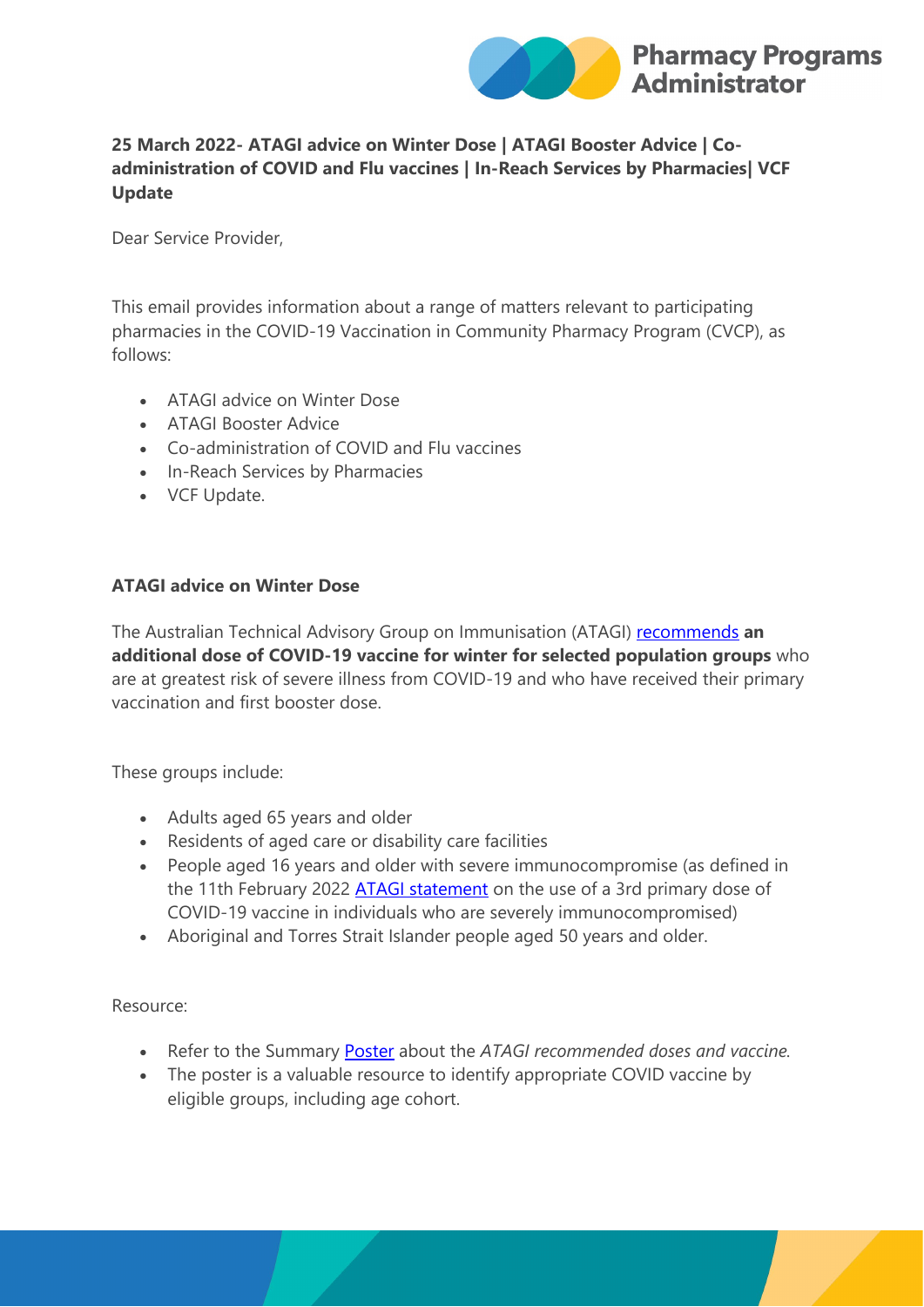Pharmacy Programs Administrator

**25 March 2022- ATAGI advice on Winter Dose | ATAGI Booster Advice | Co-administration of COVID and Flu vaccines | In-Reach Services by Pharmacies| VCF Update**

Dear Service Provider,

This email provides information about a range of matters relevant to participating pharmacies in the COVID-19 Vaccination in Community Pharmacy Program (CVCP), as follows:

- ATAGI advice on Winter Dose
- ATAGI Booster Advice
- Co-administration of COVID and Flu vaccines
- In-Reach Services by Pharmacies
- VCF Update.

**ATAGI advice on Winter Dose**

The Australian Technical Advisory Group on Immunisation (ATAGI) recommends **an additional dose of COVID-19 vaccine for winter for selected population groups** who are at greatest risk of severe illness from COVID-19 and who have received their primary vaccination and first booster dose.

These groups include:

- Adults aged 65 years and older
- Residents of aged care or disability care facilities
- People aged 16 years and older with severe immunocompromise (as defined in the 11th February 2022 ATAGI statement on the use of a 3rd primary dose of COVID-19 vaccine in individuals who are severely immunocompromised)
- Aboriginal and Torres Strait Islander people aged 50 years and older.

Resource:

- Refer to the Summary Poster about the *ATAGI recommended doses and vaccine.*
- The poster is a valuable resource to identify appropriate COVID vaccine by eligible groups, including age cohort.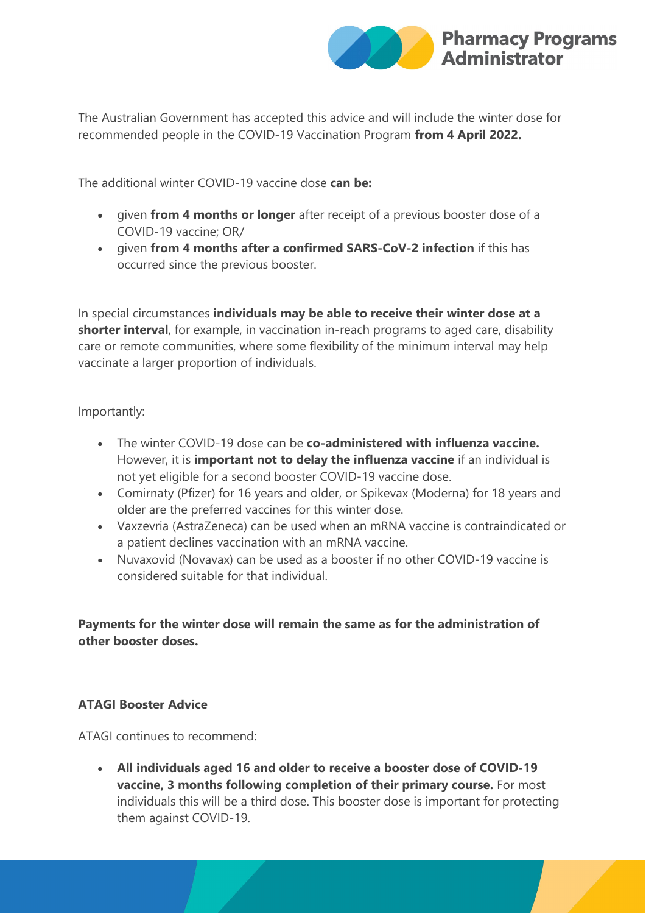The Australian Government has accepted this advice and will include the winter dose for recommended people in the COVID-19 Vaccination Program **from 4 April 2022.**

The additional winter COVID-19 vaccine dose **can be:**

- given **from 4 months or longer** after receipt of a previous booster dose of a COVID-19 vaccine; OR/
- given **from 4 months after a confirmed SARS-CoV-2 infection** if this has occurred since the previous booster.

In special circumstances **individuals may be able to receive their winter dose at a shorter interval**, for example, in vaccination in-reach programs to aged care, disability care or remote communities, where some flexibility of the minimum interval may help vaccinate a larger proportion of individuals.

Importantly:

- The winter COVID-19 dose can be **co-administered with influenza vaccine.** However, it is **important not to delay the influenza vaccine** if an individual is not yet eligible for a second booster COVID-19 vaccine dose.
- Comirnaty (Pfizer) for 16 years and older, or Spikevax (Moderna) for 18 years and older are the preferred vaccines for this winter dose.
- Vaxzevria (AstraZeneca) can be used when an mRNA vaccine is contraindicated or a patient declines vaccination with an mRNA vaccine.
- Nuvaxovid (Novavax) can be used as a booster if no other COVID-19 vaccine is considered suitable for that individual.

**Payments for the winter dose will remain the same as for the administration of other booster doses.**

**ATAGI Booster Advice**

ATAGI continues to recommend:

- **All individuals aged 16 and older to receive a booster dose of COVID-19 vaccine, 3 months following completion of their primary course.** For most individuals this will be a third dose. This booster dose is important for protecting them against COVID-19.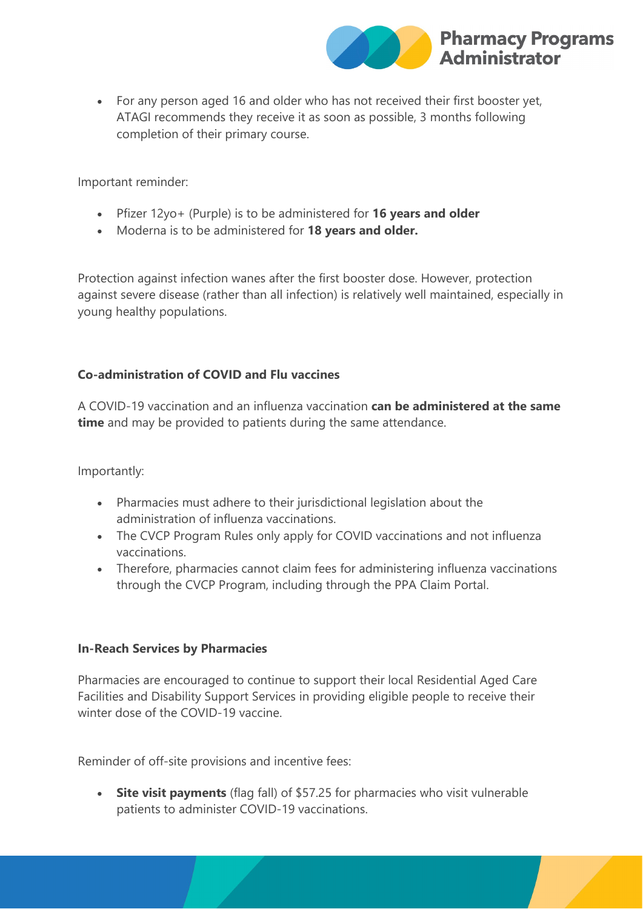- For any person aged 16 and older who has not received their first booster yet, ATAGI recommends they receive it as soon as possible, 3 months following completion of their primary course.

Important reminder:

- Pfizer 12yo+ (Purple) is to be administered for **16 years and older**
- Moderna is to be administered for **18 years and older.**

Protection against infection wanes after the first booster dose. However, protection against severe disease (rather than all infection) is relatively well maintained, especially in young healthy populations.

**Co-administration of COVID and Flu vaccines**

A COVID-19 vaccination and an influenza vaccination **can be administered at the same time** and may be provided to patients during the same attendance.

Importantly:

- Pharmacies must adhere to their jurisdictional legislation about the administration of influenza vaccinations.
- The CVCP Program Rules only apply for COVID vaccinations and not influenza vaccinations.
- Therefore, pharmacies cannot claim fees for administering influenza vaccinations through the CVCP Program, including through the PPA Claim Portal.

**In-Reach Services by Pharmacies**

Pharmacies are encouraged to continue to support their local Residential Aged Care Facilities and Disability Support Services in providing eligible people to receive their winter dose of the COVID-19 vaccine.

Reminder of off-site provisions and incentive fees:

- **Site visit payments** (flag fall) of $57.25 for pharmacies who visit vulnerable patients to administer COVID-19 vaccinations.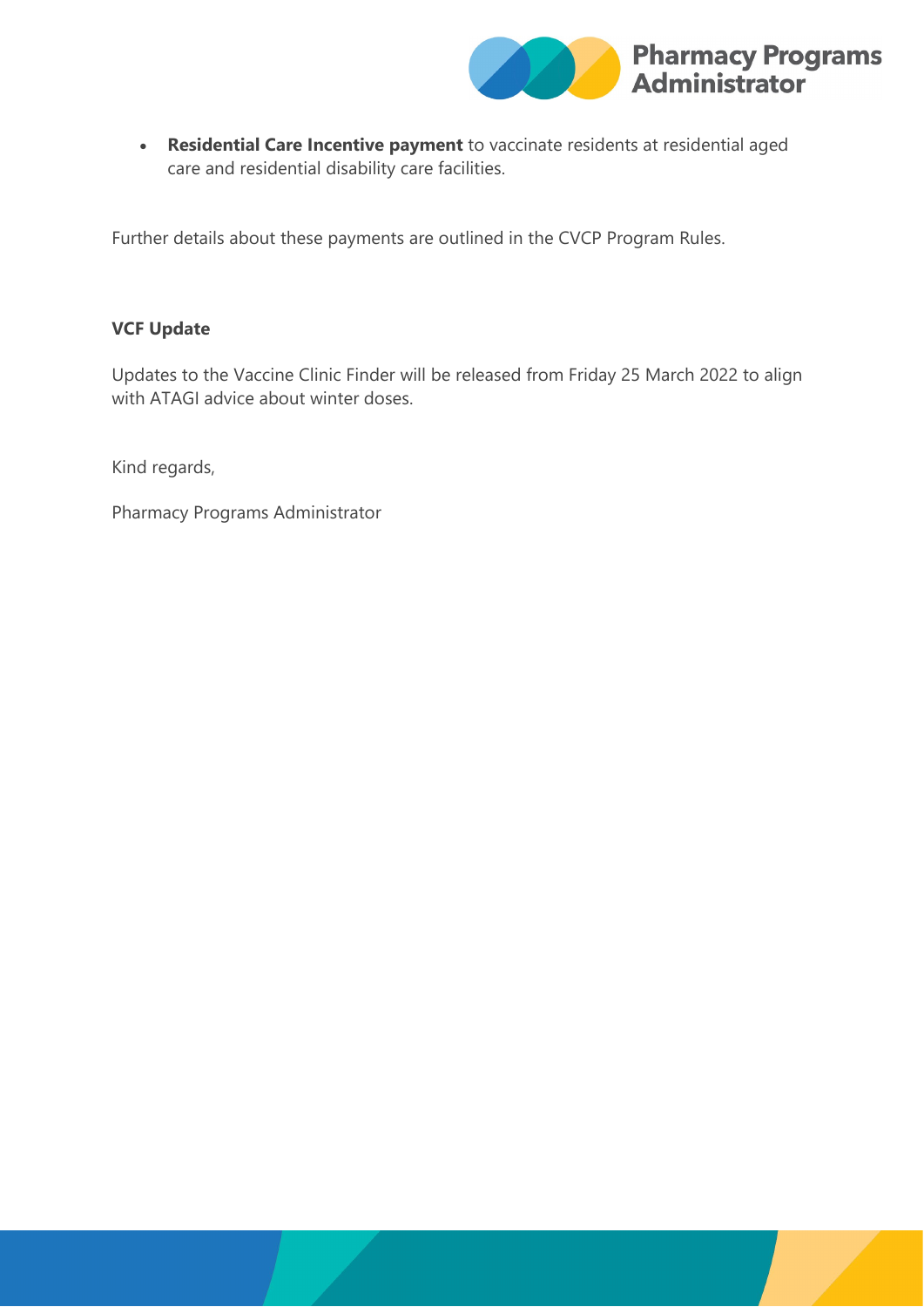- **Residential Care Incentive payment** to vaccinate residents at residential aged care and residential disability care facilities.

Further details about these payments are outlined in the CVCP Program Rules.

**VCF Update**

Updates to the Vaccine Clinic Finder will be released from Friday 25 March 2022 to align with ATAGI advice about winter doses.

Kind regards,

Pharmacy Programs Administrator